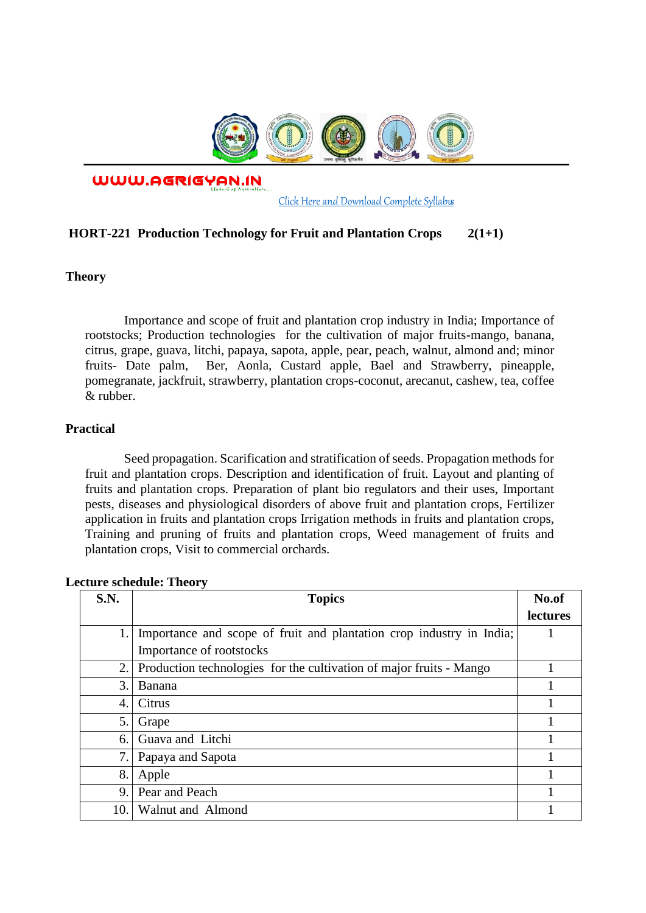WWW.AGRIGYAN.IN

[Click Here and Download Complete Syllabus]

**HORT-221 Production Technology for Fruit and Plantation Crops 2(1+1)**

**Theory**

Importance and scope of fruit and plantation crop industry in India; Importance of rootstocks; Production technologies for the cultivation of major fruits-mango, banana, citrus, grape, guava, litchi, papaya, sapota, apple, pear, peach, walnut, almond and; minor fruits- Date palm, Ber, Aonla, Custard apple, Bael and Strawberry, pineapple, pomegranate, jackfruit, strawberry, plantation crops-coconut, arecanut, cashew, tea, coffee & rubber.

**Practical**

Seed propagation. Scarification and stratification of seeds. Propagation methods for fruit and plantation crops. Description and identification of fruit. Layout and planting of fruits and plantation crops. Preparation of plant bio regulators and their uses, Important pests, diseases and physiological disorders of above fruit and plantation crops, Fertilizer application in fruits and plantation crops Irrigation methods in fruits and plantation crops, Training and pruning of fruits and plantation crops, Weed management of fruits and plantation crops, Visit to commercial orchards.

**Lecture schedule: Theory**

| S.N. | Topics | No.of lectures |
|---|---|---|
| 1. | Importance and scope of fruit and plantation crop industry in India; Importance of rootstocks | 1 |
| 2. | Production technologies for the cultivation of major fruits - Mango | 1 |
| 3. | Banana | 1 |
| 4. | Citrus | 1 |
| 5. | Grape | 1 |
| 6. | Guava and Litchi | 1 |
| 7. | Papaya and Sapota | 1 |
| 8. | Apple | 1 |
| 9. | Pear and Peach | 1 |
| 10. | Walnut and Almond | 1 |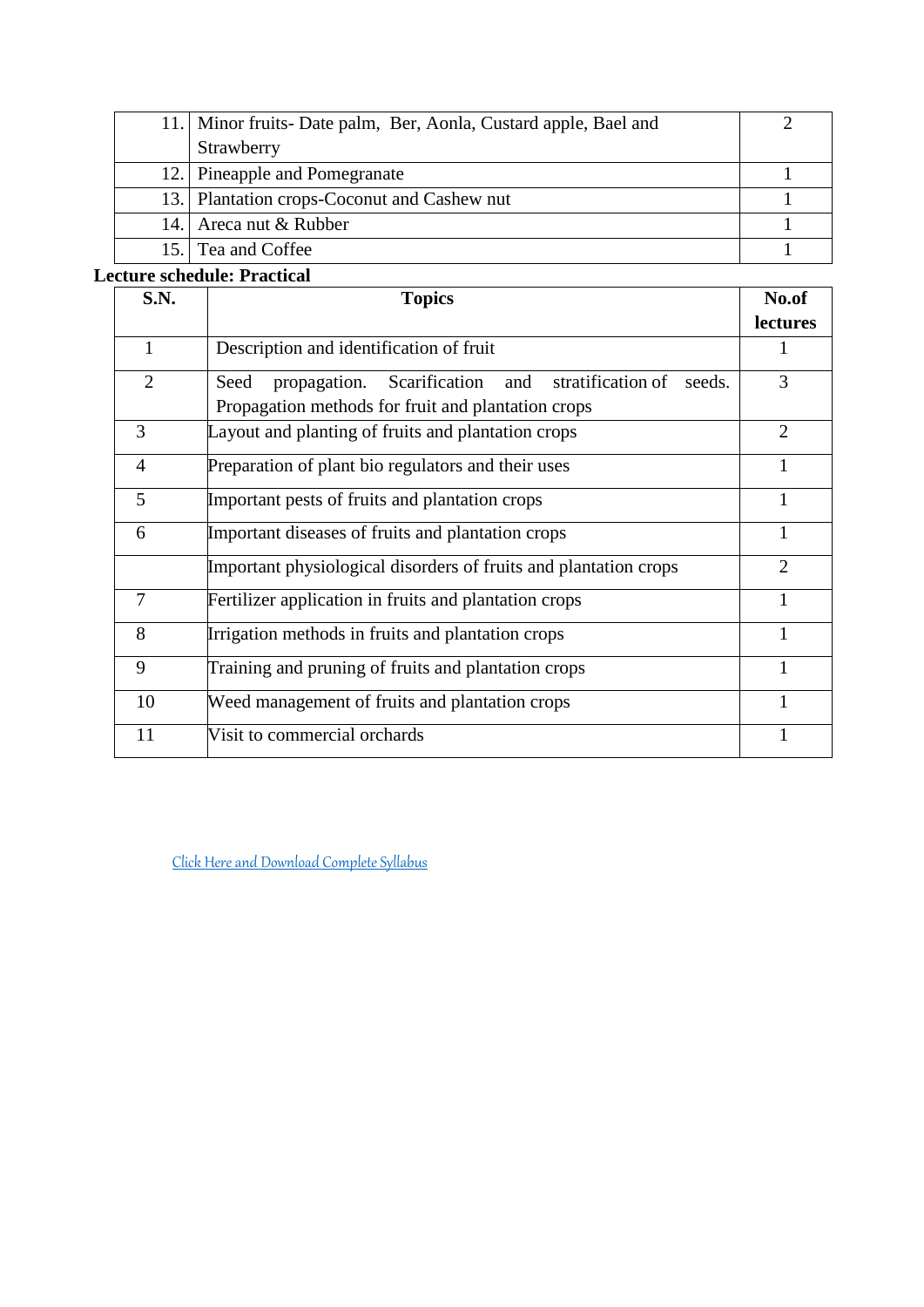| | | |
|---|---|---|
| 11. | Minor fruits- Date palm, Ber, Aonla, Custard apple, Bael and Strawberry | 2 |
| 12. | Pineapple and Pomegranate | 1 |
| 13. | Plantation crops-Coconut and Cashew nut | 1 |
| 14. | Areca nut & Rubber | 1 |
| 15. | Tea and Coffee | 1 |

**Lecture schedule: Practical**

| S.N. | Topics | No.of lectures |
|---|---|---|
| 1 | Description and identification of fruit | 1 |
| 2 | Seed propagation. Scarification and stratification of seeds. Propagation methods for fruit and plantation crops | 3 |
| 3 | Layout and planting of fruits and plantation crops | 2 |
| 4 | Preparation of plant bio regulators and their uses | 1 |
| 5 | Important pests of fruits and plantation crops | 1 |
| 6 | Important diseases of fruits and plantation crops | 1 |
| | Important physiological disorders of fruits and plantation crops | 2 |
| 7 | Fertilizer application in fruits and plantation crops | 1 |
| 8 | Irrigation methods in fruits and plantation crops | 1 |
| 9 | Training and pruning of fruits and plantation crops | 1 |
| 10 | Weed management of fruits and plantation crops | 1 |
| 11 | Visit to commercial orchards | 1 |

Click Here and Download Complete Syllabus